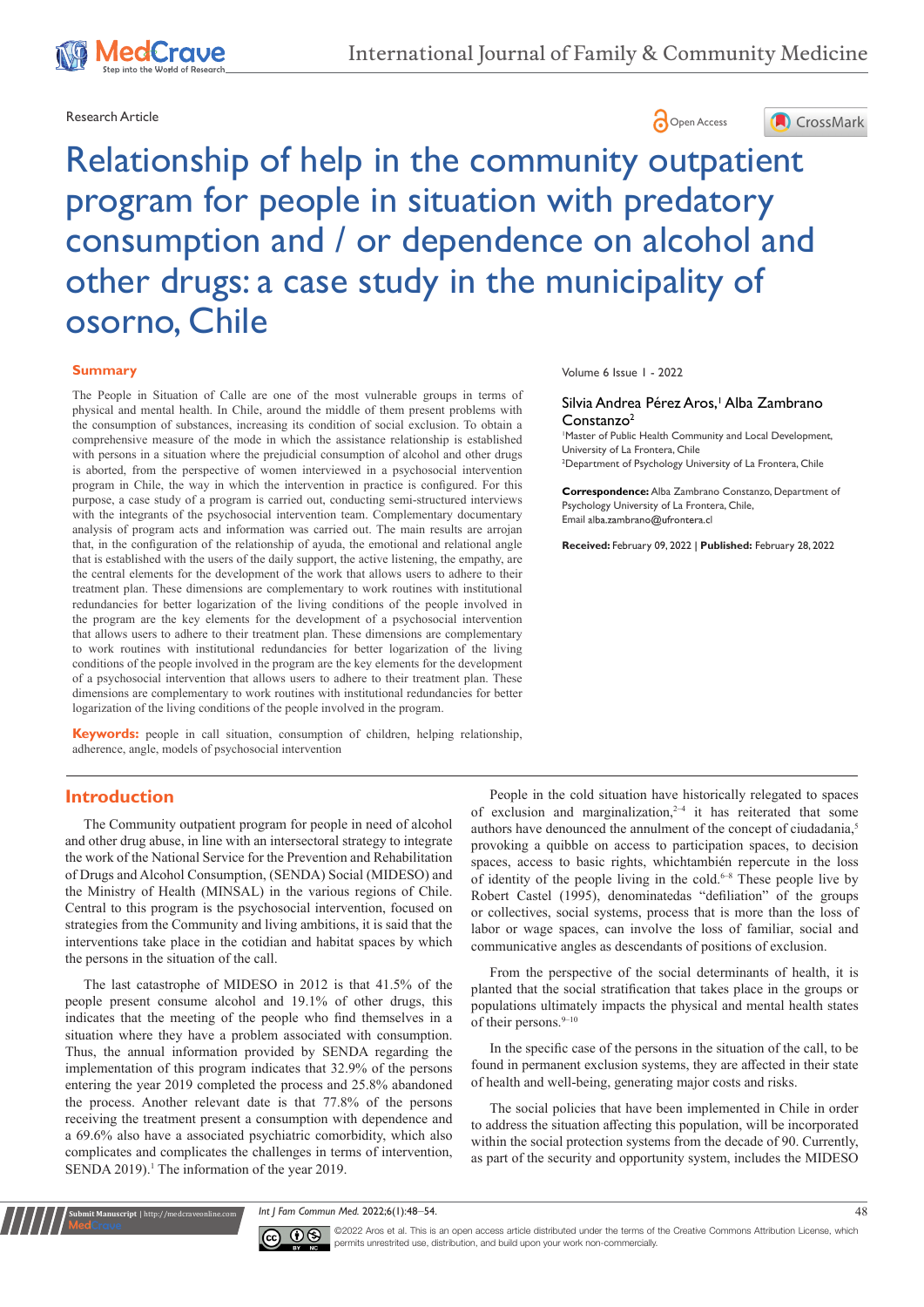Research Article

# Relationship of help in the community outpatient program for people in situation with predatory consumption and / or dependence on alcohol and other drugs: a case study in the municipality of osorno, Chile

Volume 6 Issue 1 - 2022

Silvia Andrea Pérez Aros,[1] Alba Zambrano Constanzo[2]

[1]Master of Public Health Community and Local Development, University of La Frontera, Chile

[2]Department of Psychology University of La Frontera, Chile

**Correspondence:** Alba Zambrano Constanzo, Department of Psychology University of La Frontera, Chile, Email alba.zambrano@ufrontera.cl

**Received:** February 09, 2022 | **Published:** February 28, 2022

## Summary

The People in Situation of Calle are one of the most vulnerable groups in terms of physical and mental health. In Chile, around the middle of them present problems with the consumption of substances, increasing its condition of social exclusion. To obtain a comprehensive measure of the mode in which the assistance relationship is established with persons in a situation where the prejudicial consumption of alcohol and other drugs is aborted, from the perspective of women interviewed in a psychosocial intervention program in Chile, the way in which the intervention in practice is configured. For this purpose, a case study of a program is carried out, conducting semi-structured interviews with the integrants of the psychosocial intervention team. Complementary documentary analysis of program acts and information was carried out. The main results are arrojan that, in the configuration of the relationship of ayuda, the emotional and relational angle that is established with the users of the daily support, the active listening, the empathy, are the central elements for the development of the work that allows users to adhere to their treatment plan. These dimensions are complementary to work routines with institutional redundancies for better logarization of the living conditions of the people involved in the program are the key elements for the development of a psychosocial intervention that allows users to adhere to their treatment plan. These dimensions are complementary to work routines with institutional redundancies for better logarization of the living conditions of the people involved in the program are the key elements for the development of a psychosocial intervention that allows users to adhere to their treatment plan. These dimensions are complementary to work routines with institutional redundancies for better logarization of the living conditions of the people involved in the program.

**Keywords:** people in call situation, consumption of children, helping relationship, adherence, angle, models of psychosocial intervention

## Introduction

The Community outpatient program for people in need of alcohol and other drug abuse, in line with an intersectoral strategy to integrate the work of the National Service for the Prevention and Rehabilitation of Drugs and Alcohol Consumption, (SENDA) Social (MIDESO) and the Ministry of Health (MINSAL) in the various regions of Chile. Central to this program is the psychosocial intervention, focused on strategies from the Community and living ambitions, it is said that the interventions take place in the cotidian and habitat spaces by which the persons in the situation of the call.

The last catastrophe of MIDESO in 2012 is that 41.5% of the people present consume alcohol and 19.1% of other drugs, this indicates that the meeting of the people who find themselves in a situation where they have a problem associated with consumption. Thus, the annual information provided by SENDA regarding the implementation of this program indicates that 32.9% of the persons entering the year 2019 completed the process and 25.8% abandoned the process. Another relevant date is that 77.8% of the persons receiving the treatment present a consumption with dependence and a 69.6% also have a associated psychiatric comorbidity, which also complicates and complicates the challenges in terms of intervention, SENDA 2019).[1] The information of the year 2019.

People in the cold situation have historically relegated to spaces of exclusion and marginalization,[2–4] it has reiterated that some authors have denounced the annulment of the concept of ciudadanía,[5] provoking a quibble on access to participation spaces, to decision spaces, access to basic rights, whichtambién repercute in the loss of identity of the people living in the cold.[6–8] These people live by Robert Castel (1995), denominatedas "defiliation" of the groups or collectives, social systems, process that is more than the loss of labor or wage spaces, can involve the loss of familiar, social and communicative angles as descendants of positions of exclusion.

From the perspective of the social determinants of health, it is planted that the social stratification that takes place in the groups or populations ultimately impacts the physical and mental health states of their persons.[9–10]

In the specific case of the persons in the situation of the call, to be found in permanent exclusion systems, they are affected in their state of health and well-being, generating major costs and risks.

The social policies that have been implemented in Chile in order to address the situation affecting this population, will be incorporated within the social protection systems from the decade of 90. Currently, as part of the security and opportunity system, includes the MIDESO

©2022 Aros et al. This is an open access article distributed under the terms of the Creative Commons Attribution License, which permits unrestricted use, distribution, and build upon your work non-commercially.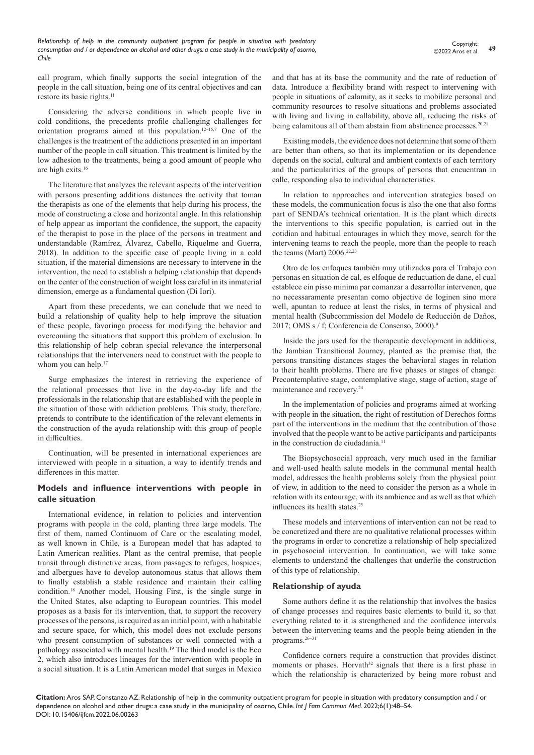call program, which finally supports the social integration of the people in the call situation, being one of its central objectives and can restore its basic rights.[11]

Considering the adverse conditions in which people live in cold conditions, the precedents profile challenging challenges for orientation programs aimed at this population.[12–15,7] One of the challenges is the treatment of the addictions presented in an important number of the people in call situation. This treatment is limited by the low adhesion to the treatments, being a good amount of people who are high exits.[16]

The literature that analyzes the relevant aspects of the intervention with persons presenting additions distances the activity that toman the therapists as one of the elements that help during his process, the mode of constructing a close and horizontal angle. In this relationship of help appear as important the confidence, the support, the capacity of the therapist to pose in the place of the persons in treatment and understandable (Ramírez, Álvarez, Cabello, Riquelme and Guerra, 2018). In addition to the specific case of people living in a cold situation, if the material dimensions are necessary to intervene in the intervention, the need to establish a helping relationship that depends on the center of the construction of weight loss careful in its inmaterial dimension, emerge as a fundamental question (Di Iori).

Apart from these precedents, we can conclude that we need to build a relationship of quality help to help improve the situation of these people, favoringa process for modifying the behavior and overcoming the situations that support this problem of exclusion. In this relationship of help cobran special relevance the interpersonal relationships that the interveners need to construct with the people to whom you can help.[17]

Surge emphasizes the interest in retrieving the experience of the relational processes that live in the day-to-day life and the professionals in the relationship that are established with the people in the situation of those with addiction problems. This study, therefore, pretends to contribute to the identification of the relevant elements in the construction of the ayuda relationship with this group of people in difficulties.

Continuation, will be presented in international experiences are interviewed with people in a situation, a way to identify trends and differences in this matter.

## Models and influence interventions with people in calle situation

International evidence, in relation to policies and intervention programs with people in the cold, planting three large models. The first of them, named Continuom of Care or the escalating model, as well known in Chile, is a European model that has adapted to Latin American realities. Plant as the central premise, that people transit through distinctive areas, from passages to refuges, hospices, and albergues have to develop autonomous status that allows them to finally establish a stable residence and maintain their calling condition.[18] Another model, Housing First, is the single surge in the United States, also adapting to European countries. This model proposes as a basis for its intervention, that, to support the recovery processes of the persons, is required as an initial point, with a habitable and secure space, for which, this model does not exclude persons who present consumption of substances or well connected with a pathology associated with mental health.[19] The third model is the Eco 2, which also introduces lineages for the intervention with people in a social situation. It is a Latin American model that surges in Mexico and that has at its base the community and the rate of reduction of data. Introduce a flexibility brand with respect to intervening with people in situations of calamity, as it seeks to mobilize personal and community resources to resolve situations and problems associated with living and living in callability, above all, reducing the risks of being calamitous all of them abstain from abstinence processes.[20,21]

Existing models, the evidence does not determine that some of them are better than others, so that its implementation or its dependence depends on the social, cultural and ambient contexts of each territory and the particularities of the groups of persons that encuentran in calle, responding also to individual characteristics.

In relation to approaches and intervention strategies based on these models, the communication focus is also the one that also forms part of SENDA's technical orientation. It is the plant which directs the interventions to this specific population, is carried out in the cotidian and habitual entourages in which they move, search for the intervening teams to reach the people, more than the people to reach the teams (Mart) 2006.[22,23]

Otro de los enfoques también muy utilizados para el Trabajo con personas en situation de cal, es elfoque de reducuation de dane, el cual establece ein pisso minima par comanzar a desarrollar intervenen, que no necessaramente presentan como objective de loginen sino more well, apuntan to reduce at least the risks, in terms of physical and mental health (Subcommission del Modelo de Reducción de Daños, 2017; OMS s / f; Conferencia de Consenso, 2000).[9]

Inside the jars used for the therapeutic development in additions, the Jambian Transitional Journey, planted as the premise that, the persons transiting distances stages the behavioral stages in relation to their health problems. There are five phases or stages of change: Precontemplative stage, contemplative stage, stage of action, stage of maintenance and recovery.[24]

In the implementation of policies and programs aimed at working with people in the situation, the right of restitution of Derechos forms part of the interventions in the medium that the contribution of those involved that the people want to be active participants and participants in the construction de ciudadanía.[11]

The Biopsychosocial approach, very much used in the familiar and well-used health salute models in the communal mental health model, addresses the health problems solely from the physical point of view, in addition to the need to consider the person as a whole in relation with its entourage, with its ambience and as well as that which influences its health states.[25]

These models and interventions of intervention can not be read to be concretized and there are no qualitative relational processes within the programs in order to concretize a relationship of help specialized in psychosocial intervention. In continuation, we will take some elements to understand the challenges that underlie the construction of this type of relationship.

## Relationship of ayuda

Some authors define it as the relationship that involves the basics of change processes and requires basic elements to build it, so that everything related to it is strengthened and the confidence intervals between the intervening teams and the people being atienden in the programs.[26–31]

Confidence corners require a construction that provides distinct moments or phases. Horvath[32] signals that there is a first phase in which the relationship is characterized by being more robust and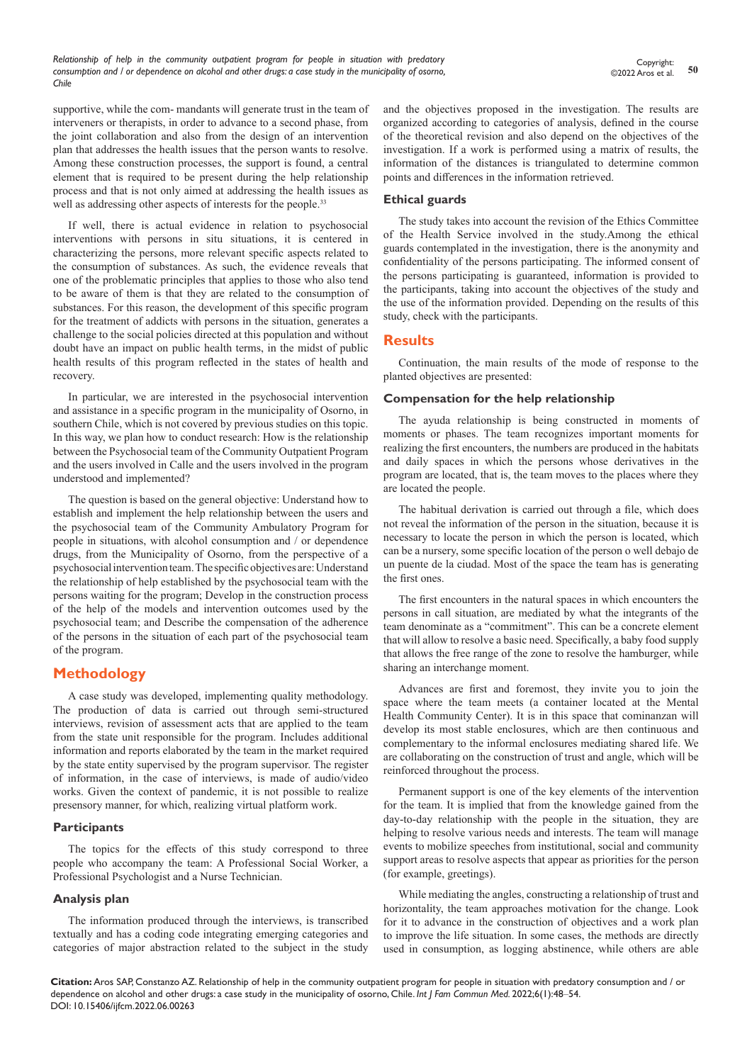supportive, while the com- mandants will generate trust in the team of interveners or therapists, in order to advance to a second phase, from the joint collaboration and also from the design of an intervention plan that addresses the health issues that the person wants to resolve. Among these construction processes, the support is found, a central element that is required to be present during the help relationship process and that is not only aimed at addressing the health issues as well as addressing other aspects of interests for the people.[33]

If well, there is actual evidence in relation to psychosocial interventions with persons in situ situations, it is centered in characterizing the persons, more relevant specific aspects related to the consumption of substances. As such, the evidence reveals that one of the problematic principles that applies to those who also tend to be aware of them is that they are related to the consumption of substances. For this reason, the development of this specific program for the treatment of addicts with persons in the situation, generates a challenge to the social policies directed at this population and without doubt have an impact on public health terms, in the midst of public health results of this program reflected in the states of health and recovery.

In particular, we are interested in the psychosocial intervention and assistance in a specific program in the municipality of Osorno, in southern Chile, which is not covered by previous studies on this topic. In this way, we plan how to conduct research: How is the relationship between the Psychosocial team of the Community Outpatient Program and the users involved in Calle and the users involved in the program understood and implemented?

The question is based on the general objective: Understand how to establish and implement the help relationship between the users and the psychosocial team of the Community Ambulatory Program for people in situations, with alcohol consumption and / or dependence drugs, from the Municipality of Osorno, from the perspective of a psychosocial intervention team. The specific objectives are: Understand the relationship of help established by the psychosocial team with the persons waiting for the program; Develop in the construction process of the help of the models and intervention outcomes used by the psychosocial team; and Describe the compensation of the adherence of the persons in the situation of each part of the psychosocial team of the program.

## Methodology

A case study was developed, implementing quality methodology. The production of data is carried out through semi-structured interviews, revision of assessment acts that are applied to the team from the state unit responsible for the program. Includes additional information and reports elaborated by the team in the market required by the state entity supervised by the program supervisor. The register of information, in the case of interviews, is made of audio/video works. Given the context of pandemic, it is not possible to realize presensory manner, for which, realizing virtual platform work.

### Participants

The topics for the effects of this study correspond to three people who accompany the team: A Professional Social Worker, a Professional Psychologist and a Nurse Technician.

### Analysis plan

The information produced through the interviews, is transcribed textually and has a coding code integrating emerging categories and categories of major abstraction related to the subject in the study and the objectives proposed in the investigation. The results are organized according to categories of analysis, defined in the course of the theoretical revision and also depend on the objectives of the investigation. If a work is performed using a matrix of results, the information of the distances is triangulated to determine common points and differences in the information retrieved.

### Ethical guards

The study takes into account the revision of the Ethics Committee of the Health Service involved in the study.Among the ethical guards contemplated in the investigation, there is the anonymity and confidentiality of the persons participating. The informed consent of the persons participating is guaranteed, information is provided to the participants, taking into account the objectives of the study and the use of the information provided. Depending on the results of this study, check with the participants.

## Results

Continuation, the main results of the mode of response to the planted objectives are presented:

### Compensation for the help relationship

The ayuda relationship is being constructed in moments of moments or phases. The team recognizes important moments for realizing the first encounters, the numbers are produced in the habitats and daily spaces in which the persons whose derivatives in the program are located, that is, the team moves to the places where they are located the people.

The habitual derivation is carried out through a file, which does not reveal the information of the person in the situation, because it is necessary to locate the person in which the person is located, which can be a nursery, some specific location of the person o well debajo de un puente de la ciudad. Most of the space the team has is generating the first ones.

The first encounters in the natural spaces in which encounters the persons in call situation, are mediated by what the integrants of the team denominate as a "commitment". This can be a concrete element that will allow to resolve a basic need. Specifically, a baby food supply that allows the free range of the zone to resolve the hamburger, while sharing an interchange moment.

Advances are first and foremost, they invite you to join the space where the team meets (a container located at the Mental Health Community Center). It is in this space that cominanzan will develop its most stable enclosures, which are then continuous and complementary to the informal enclosures mediating shared life. We are collaborating on the construction of trust and angle, which will be reinforced throughout the process.

Permanent support is one of the key elements of the intervention for the team. It is implied that from the knowledge gained from the day-to-day relationship with the people in the situation, they are helping to resolve various needs and interests. The team will manage events to mobilize speeches from institutional, social and community support areas to resolve aspects that appear as priorities for the person (for example, greetings).

While mediating the angles, constructing a relationship of trust and horizontality, the team approaches motivation for the change. Look for it to advance in the construction of objectives and a work plan to improve the life situation. In some cases, the methods are directly used in consumption, as logging abstinence, while others are able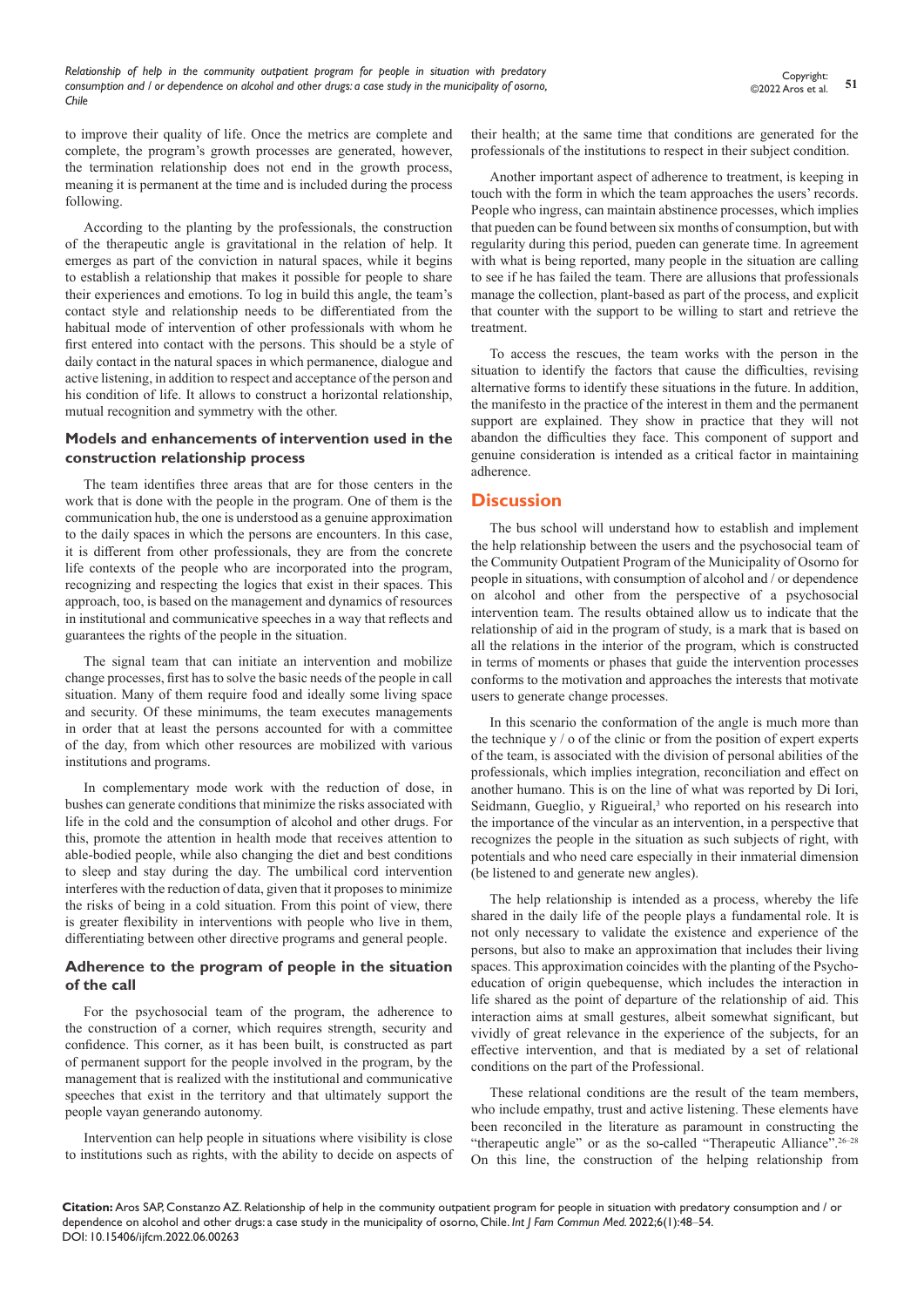to improve their quality of life. Once the metrics are complete and complete, the program's growth processes are generated, however, the termination relationship does not end in the growth process, meaning it is permanent at the time and is included during the process following.

According to the planting by the professionals, the construction of the therapeutic angle is gravitational in the relation of help. It emerges as part of the conviction in natural spaces, while it begins to establish a relationship that makes it possible for people to share their experiences and emotions. To log in build this angle, the team's contact style and relationship needs to be differentiated from the habitual mode of intervention of other professionals with whom he first entered into contact with the persons. This should be a style of daily contact in the natural spaces in which permanence, dialogue and active listening, in addition to respect and acceptance of the person and his condition of life. It allows to construct a horizontal relationship, mutual recognition and symmetry with the other.

### Models and enhancements of intervention used in the construction relationship process

The team identifies three areas that are for those centers in the work that is done with the people in the program. One of them is the communication hub, the one is understood as a genuine approximation to the daily spaces in which the persons are encounters. In this case, it is different from other professionals, they are from the concrete life contexts of the people who are incorporated into the program, recognizing and respecting the logics that exist in their spaces. This approach, too, is based on the management and dynamics of resources in institutional and communicative speeches in a way that reflects and guarantees the rights of the people in the situation.

The signal team that can initiate an intervention and mobilize change processes, first has to solve the basic needs of the people in call situation. Many of them require food and ideally some living space and security. Of these minimums, the team executes managements in order that at least the persons accounted for with a committee of the day, from which other resources are mobilized with various institutions and programs.

In complementary mode work with the reduction of dose, in bushes can generate conditions that minimize the risks associated with life in the cold and the consumption of alcohol and other drugs. For this, promote the attention in health mode that receives attention to able-bodied people, while also changing the diet and best conditions to sleep and stay during the day. The umbilical cord intervention interferes with the reduction of data, given that it proposes to minimize the risks of being in a cold situation. From this point of view, there is greater flexibility in interventions with people who live in them, differentiating between other directive programs and general people.

### Adherence to the program of people in the situation of the call

For the psychosocial team of the program, the adherence to the construction of a corner, which requires strength, security and confidence. This corner, as it has been built, is constructed as part of permanent support for the people involved in the program, by the management that is realized with the institutional and communicative speeches that exist in the territory and that ultimately support the people vayan generando autonomy.

Intervention can help people in situations where visibility is close to institutions such as rights, with the ability to decide on aspects of their health; at the same time that conditions are generated for the professionals of the institutions to respect in their subject condition.

Another important aspect of adherence to treatment, is keeping in touch with the form in which the team approaches the users' records. People who ingress, can maintain abstinence processes, which implies that pueden can be found between six months of consumption, but with regularity during this period, pueden can generate time. In agreement with what is being reported, many people in the situation are calling to see if he has failed the team. There are allusions that professionals manage the collection, plant-based as part of the process, and explicit that counter with the support to be willing to start and retrieve the treatment.

To access the rescues, the team works with the person in the situation to identify the factors that cause the difficulties, revising alternative forms to identify these situations in the future. In addition, the manifesto in the practice of the interest in them and the permanent support are explained. They show in practice that they will not abandon the difficulties they face. This component of support and genuine consideration is intended as a critical factor in maintaining adherence.

## Discussion

The bus school will understand how to establish and implement the help relationship between the users and the psychosocial team of the Community Outpatient Program of the Municipality of Osorno for people in situations, with consumption of alcohol and / or dependence on alcohol and other from the perspective of a psychosocial intervention team. The results obtained allow us to indicate that the relationship of aid in the program of study, is a mark that is based on all the relations in the interior of the program, which is constructed in terms of moments or phases that guide the intervention processes conforms to the motivation and approaches the interests that motivate users to generate change processes.

In this scenario the conformation of the angle is much more than the technique y / o of the clinic or from the position of expert experts of the team, is associated with the division of personal abilities of the professionals, which implies integration, reconciliation and effect on another humano. This is on the line of what was reported by Di Iori, Seidmann, Gueglio, y Rigueiral,[3] who reported on his research into the importance of the vincular as an intervention, in a perspective that recognizes the people in the situation as such subjects of right, with potentials and who need care especially in their inmaterial dimension (be listened to and generate new angles).

The help relationship is intended as a process, whereby the life shared in the daily life of the people plays a fundamental role. It is not only necessary to validate the existence and experience of the persons, but also to make an approximation that includes their living spaces. This approximation coincides with the planting of the Psycho-education of origin quebequense, which includes the interaction in life shared as the point of departure of the relationship of aid. This interaction aims at small gestures, albeit somewhat significant, but vividly of great relevance in the experience of the subjects, for an effective intervention, and that is mediated by a set of relational conditions on the part of the Professional.

These relational conditions are the result of the team members, who include empathy, trust and active listening. These elements have been reconciled in the literature as paramount in constructing the "therapeutic angle" or as the so-called "Therapeutic Alliance".[26–28] On this line, the construction of the helping relationship from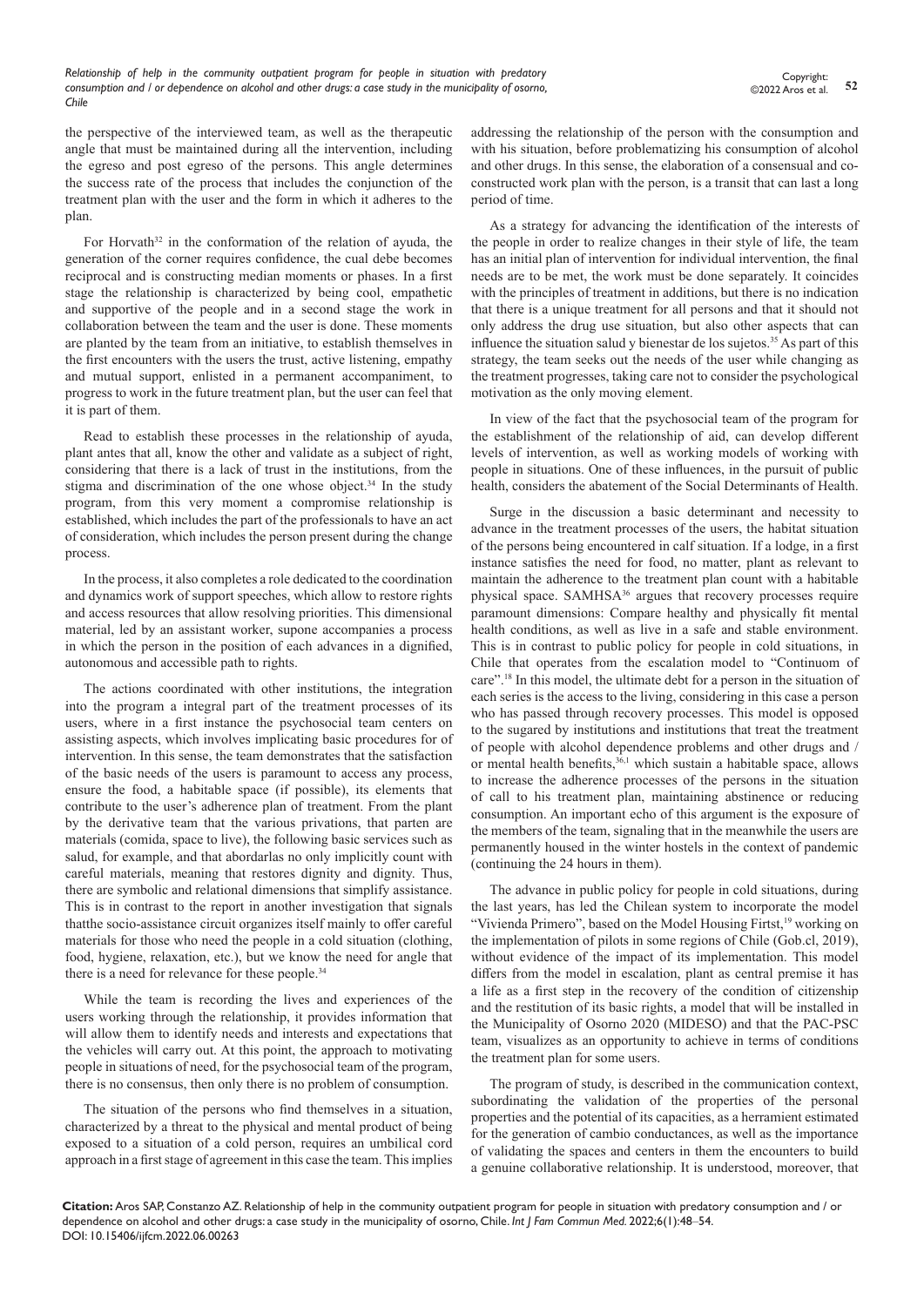the perspective of the interviewed team, as well as the therapeutic angle that must be maintained during all the intervention, including the egreso and post egreso of the persons. This angle determines the success rate of the process that includes the conjunction of the treatment plan with the user and the form in which it adheres to the plan.

For Horvath[32] in the conformation of the relation of ayuda, the generation of the corner requires confidence, the cual debe becomes reciprocal and is constructing median moments or phases. In a first stage the relationship is characterized by being cool, empathetic and supportive of the people and in a second stage the work in collaboration between the team and the user is done. These moments are planted by the team from an initiative, to establish themselves in the first encounters with the users the trust, active listening, empathy and mutual support, enlisted in a permanent accompaniment, to progress to work in the future treatment plan, but the user can feel that it is part of them.

Read to establish these processes in the relationship of ayuda, plant antes that all, know the other and validate as a subject of right, considering that there is a lack of trust in the institutions, from the stigma and discrimination of the one whose object.[34] In the study program, from this very moment a compromise relationship is established, which includes the part of the professionals to have an act of consideration, which includes the person present during the change process.

In the process, it also completes a role dedicated to the coordination and dynamics work of support speeches, which allow to restore rights and access resources that allow resolving priorities. This dimensional material, led by an assistant worker, supone accompanies a process in which the person in the position of each advances in a dignified, autonomous and accessible path to rights.

The actions coordinated with other institutions, the integration into the program a integral part of the treatment processes of its users, where in a first instance the psychosocial team centers on assisting aspects, which involves implicating basic procedures for of intervention. In this sense, the team demonstrates that the satisfaction of the basic needs of the users is paramount to access any process, ensure the food, a habitable space (if possible), its elements that contribute to the user's adherence plan of treatment. From the plant by the derivative team that the various privations, that parten are materials (comida, space to live), the following basic services such as salud, for example, and that abordarlas no only implicitly count with careful materials, meaning that restores dignity and dignity. Thus, there are symbolic and relational dimensions that simplify assistance. This is in contrast to the report in another investigation that signals thatthe socio-assistance circuit organizes itself mainly to offer careful materials for those who need the people in a cold situation (clothing, food, hygiene, relaxation, etc.), but we know the need for angle that there is a need for relevance for these people.[34]

While the team is recording the lives and experiences of the users working through the relationship, it provides information that will allow them to identify needs and interests and expectations that the vehicles will carry out. At this point, the approach to motivating people in situations of need, for the psychosocial team of the program, there is no consensus, then only there is no problem of consumption.

The situation of the persons who find themselves in a situation, characterized by a threat to the physical and mental product of being exposed to a situation of a cold person, requires an umbilical cord approach in a first stage of agreement in this case the team. This implies addressing the relationship of the person with the consumption and with his situation, before problematizing his consumption of alcohol and other drugs. In this sense, the elaboration of a consensual and co-constructed work plan with the person, is a transit that can last a long period of time.

As a strategy for advancing the identification of the interests of the people in order to realize changes in their style of life, the team has an initial plan of intervention for individual intervention, the final needs are to be met, the work must be done separately. It coincides with the principles of treatment in additions, but there is no indication that there is a unique treatment for all persons and that it should not only address the drug use situation, but also other aspects that can influence the situation salud y bienestar de los sujetos.[35] As part of this strategy, the team seeks out the needs of the user while changing as the treatment progresses, taking care not to consider the psychological motivation as the only moving element.

In view of the fact that the psychosocial team of the program for the establishment of the relationship of aid, can develop different levels of intervention, as well as working models of working with people in situations. One of these influences, in the pursuit of public health, considers the abatement of the Social Determinants of Health.

Surge in the discussion a basic determinant and necessity to advance in the treatment processes of the users, the habitat situation of the persons being encountered in calf situation. If a lodge, in a first instance satisfies the need for food, no matter, plant as relevant to maintain the adherence to the treatment plan count with a habitable physical space. SAMHSA[36] argues that recovery processes require paramount dimensions: Compare healthy and physically fit mental health conditions, as well as live in a safe and stable environment. This is in contrast to public policy for people in cold situations, in Chile that operates from the escalation model to "Continuom of care".[18] In this model, the ultimate debt for a person in the situation of each series is the access to the living, considering in this case a person who has passed through recovery processes. This model is opposed to the sugared by institutions and institutions that treat the treatment of people with alcohol dependence problems and other drugs and / or mental health benefits,[36,1] which sustain a habitable space, allows to increase the adherence processes of the persons in the situation of call to his treatment plan, maintaining abstinence or reducing consumption. An important echo of this argument is the exposure of the members of the team, signaling that in the meanwhile the users are permanently housed in the winter hostels in the context of pandemic (continuing the 24 hours in them).

The advance in public policy for people in cold situations, during the last years, has led the Chilean system to incorporate the model "Vivienda Primero", based on the Model Housing Firtst,[19] working on the implementation of pilots in some regions of Chile (Gob.cl, 2019), without evidence of the impact of its implementation. This model differs from the model in escalation, plant as central premise it has a life as a first step in the recovery of the condition of citizenship and the restitution of its basic rights, a model that will be installed in the Municipality of Osorno 2020 (MIDESO) and that the PAC-PSC team, visualizes as an opportunity to achieve in terms of conditions the treatment plan for some users.

The program of study, is described in the communication context, subordinating the validation of the properties of the personal properties and the potential of its capacities, as a herramient estimated for the generation of cambio conductances, as well as the importance of validating the spaces and centers in them the encounters to build a genuine collaborative relationship. It is understood, moreover, that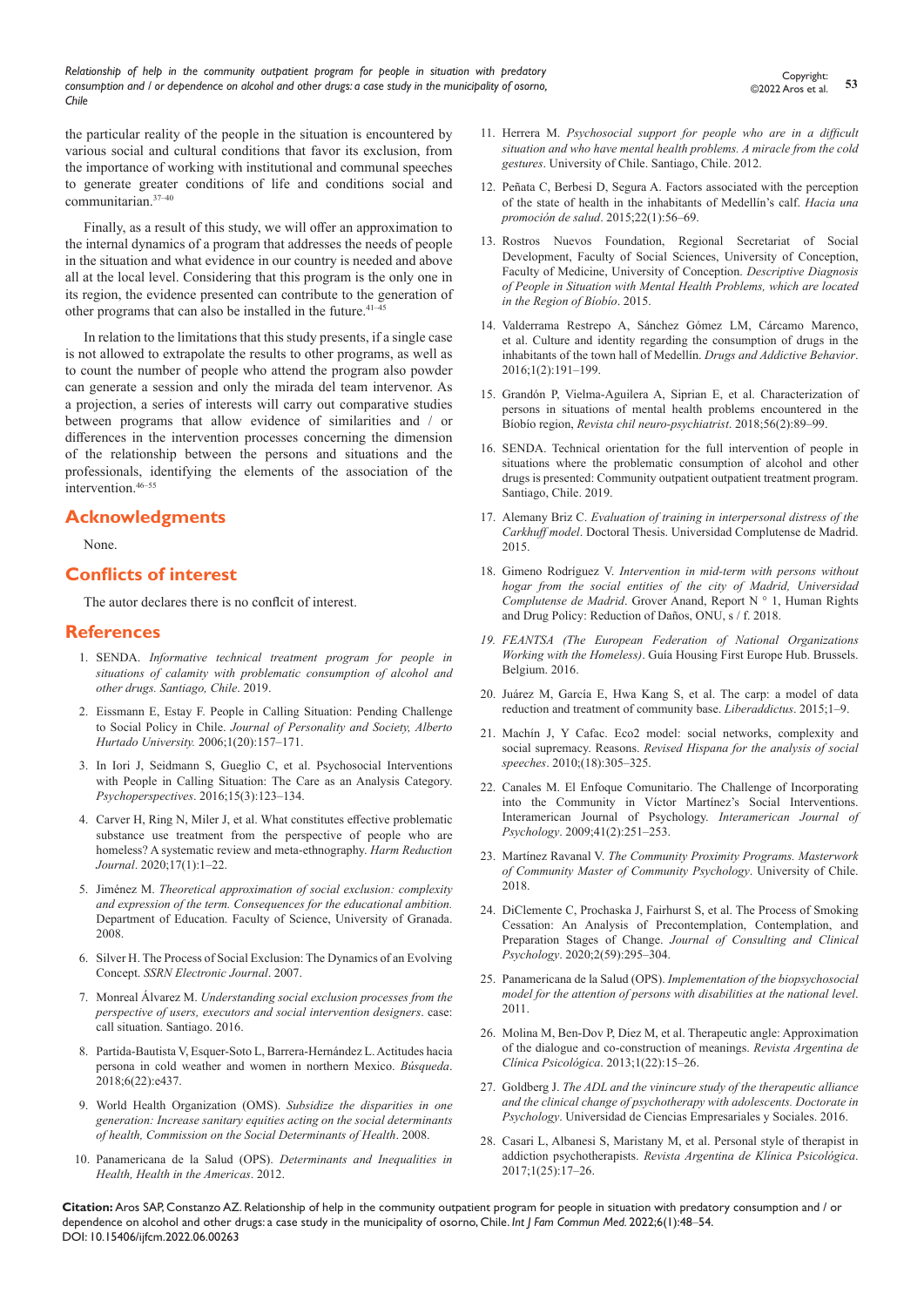the particular reality of the people in the situation is encountered by various social and cultural conditions that favor its exclusion, from the importance of working with institutional and communal speeches to generate greater conditions of life and conditions social and communitarian.[37–40]

Finally, as a result of this study, we will offer an approximation to the internal dynamics of a program that addresses the needs of people in the situation and what evidence in our country is needed and above all at the local level. Considering that this program is the only one in its region, the evidence presented can contribute to the generation of other programs that can also be installed in the future.[41–45]

In relation to the limitations that this study presents, if a single case is not allowed to extrapolate the results to other programs, as well as to count the number of people who attend the program also powder can generate a session and only the mirada del team intervenor. As a projection, a series of interests will carry out comparative studies between programs that allow evidence of similarities and / or differences in the intervention processes concerning the dimension of the relationship between the persons and situations and the professionals, identifying the elements of the association of the intervention.[46–55]

## Acknowledgments

None.

## Conflicts of interest

The autor declares there is no conflcit of interest.

## References

1. SENDA. *Informative technical treatment program for people in situations of calamity with problematic consumption of alcohol and other drugs. Santiago, Chile*. 2019.
2. Eissmann E, Estay F. People in Calling Situation: Pending Challenge to Social Policy in Chile. *Journal of Personality and Society, Alberto Hurtado University.* 2006;1(20):157–171.
3. In Iori J, Seidmann S, Gueglio C, et al. Psychosocial Interventions with People in Calling Situation: The Care as an Analysis Category. *Psychoperspectives*. 2016;15(3):123–134.
4. Carver H, Ring N, Miler J, et al. What constitutes effective problematic substance use treatment from the perspective of people who are homeless? A systematic review and meta-ethnography. *Harm Reduction Journal*. 2020;17(1):1–22.
5. Jiménez M. *Theoretical approximation of social exclusion: complexity and expression of the term. Consequences for the educational ambition.* Department of Education. Faculty of Science, University of Granada. 2008.
6. Silver H. The Process of Social Exclusion: The Dynamics of an Evolving Concept. *SSRN Electronic Journal*. 2007.
7. Monreal Álvarez M. *Understanding social exclusion processes from the perspective of users, executors and social intervention designers*. case: call situation. Santiago. 2016.
8. Partida-Bautista V, Esquer-Soto L, Barrera-Hernández L. Actitudes hacia persona in cold weather and women in northern Mexico. *Búsqueda*. 2018;6(22):e437.
9. World Health Organization (OMS). *Subsidize the disparities in one generation: Increase sanitary equities acting on the social determinants of health, Commission on the Social Determinants of Health*. 2008.
10. Panamericana de la Salud (OPS). *Determinants and Inequalities in Health, Health in the Americas*. 2012.
11. Herrera M. *Psychosocial support for people who are in a difficult situation and who have mental health problems. A miracle from the cold gestures*. University of Chile. Santiago, Chile. 2012.
12. Peñata C, Berbesi D, Segura A. Factors associated with the perception of the state of health in the inhabitants of Medellín's calf. *Hacia una promoción de salud*. 2015;22(1):56–69.
13. Rostros Nuevos Foundation, Regional Secretariat of Social Development, Faculty of Social Sciences, University of Conception, Faculty of Medicine, University of Conception. *Descriptive Diagnosis of People in Situation with Mental Health Problems, which are located in the Region of Biobío*. 2015.
14. Valderrama Restrepo A, Sánchez Gómez LM, Cárcamo Marenco, et al. Culture and identity regarding the consumption of drugs in the inhabitants of the town hall of Medellín. *Drugs and Addictive Behavior*. 2016;1(2):191–199.
15. Grandón P, Vielma-Aguilera A, Siprian E, et al. Characterization of persons in situations of mental health problems encountered in the Biobío region, *Revista chil neuro-psychiatrist*. 2018;56(2):89–99.
16. SENDA. Technical orientation for the full intervention of people in situations where the problematic consumption of alcohol and other drugs is presented: Community outpatient outpatient treatment program. Santiago, Chile. 2019.
17. Alemany Briz C. *Evaluation of training in interpersonal distress of the Carkhuff model*. Doctoral Thesis. Universidad Complutense de Madrid. 2015.
18. Gimeno Rodríguez V. *Intervention in mid-term with persons without hogar from the social entities of the city of Madrid, Universidad Complutense de Madrid*. Grover Anand, Report N ° 1, Human Rights and Drug Policy: Reduction of Daños, ONU, s / f. 2018.
19. *FEANTSA (The European Federation of National Organizations Working with the Homeless)*. Guía Housing First Europe Hub. Brussels. Belgium. 2016.
20. Juárez M, García E, Hwa Kang S, et al. The carp: a model of data reduction and treatment of community base. *Liberaddictus*. 2015;1–9.
21. Machín J, Y Cafac. Eco2 model: social networks, complexity and social supremacy. Reasons. *Revised Hispana for the analysis of social speeches*. 2010;(18):305–325.
22. Canales M. El Enfoque Comunitario. The Challenge of Incorporating into the Community in Víctor Martínez's Social Interventions. Interamerican Journal of Psychology. *Interamerican Journal of Psychology*. 2009;41(2):251–253.
23. Martínez Ravanal V. *The Community Proximity Programs. Masterwork of Community Master of Community Psychology*. University of Chile. 2018.
24. DiClemente C, Prochaska J, Fairhurst S, et al. The Process of Smoking Cessation: An Analysis of Precontemplation, Contemplation, and Preparation Stages of Change. *Journal of Consulting and Clinical Psychology*. 2020;2(59):295–304.
25. Panamericana de la Salud (OPS). *Implementation of the biopsychosocial model for the attention of persons with disabilities at the national level*. 2011.
26. Molina M, Ben-Dov P, Diez M, et al. Therapeutic angle: Approximation of the dialogue and co-construction of meanings. *Revista Argentina de Clínica Psicológica*. 2013;1(22):15–26.
27. Goldberg J. *The ADL and the vinincure study of the therapeutic alliance and the clinical change of psychotherapy with adolescents. Doctorate in Psychology*. Universidad de Ciencias Empresariales y Sociales. 2016.
28. Casari L, Albanesi S, Maristany M, et al. Personal style of therapist in addiction psychotherapists. *Revista Argentina de Klínica Psicológica*. 2017;1(25):17–26.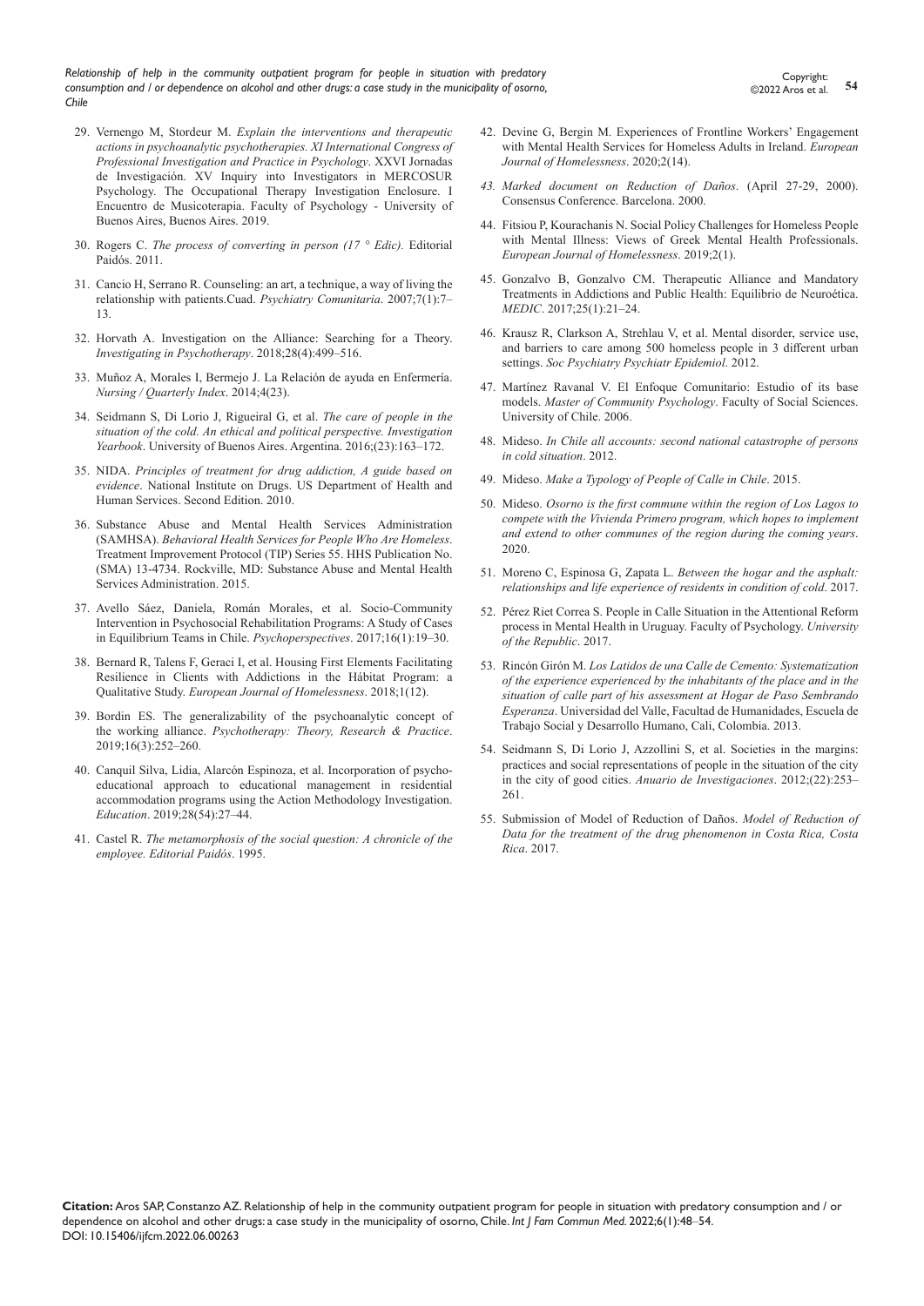29. Vernengo M, Stordeur M. *Explain the interventions and therapeutic actions in psychoanalytic psychotherapies. XI International Congress of Professional Investigation and Practice in Psychology*. XXVI Jornadas de Investigación. XV Inquiry into Investigators in MERCOSUR Psychology. The Occupational Therapy Investigation Enclosure. I Encuentro de Musicoterapia. Faculty of Psychology - University of Buenos Aires, Buenos Aires. 2019.

30. Rogers C. *The process of converting in person (17 ° Edic).* Editorial Paidós. 2011.

31. Cancio H, Serrano R. Counseling: an art, a technique, a way of living the relationship with patients.Cuad. *Psychiatry Comunitaria*. 2007;7(1):7–13.

32. Horvath A. Investigation on the Alliance: Searching for a Theory. *Investigating in Psychotherapy*. 2018;28(4):499–516.

33. Muñoz A, Morales I, Bermejo J. La Relación de ayuda en Enfermería. *Nursing / Quarterly Index*. 2014;4(23).

34. Seidmann S, Di Lorio J, Rigueiral G, et al. *The care of people in the situation of the cold. An ethical and political perspective. Investigation Yearbook*. University of Buenos Aires. Argentina. 2016;(23):163–172.

35. NIDA. *Principles of treatment for drug addiction, A guide based on evidence*. National Institute on Drugs. US Department of Health and Human Services. Second Edition. 2010.

36. Substance Abuse and Mental Health Services Administration (SAMHSA). *Behavioral Health Services for People Who Are Homeless*. Treatment Improvement Protocol (TIP) Series 55. HHS Publication No. (SMA) 13-4734. Rockville, MD: Substance Abuse and Mental Health Services Administration. 2015.

37. Avello Sáez, Daniela, Román Morales, et al. Socio-Community Intervention in Psychosocial Rehabilitation Programs: A Study of Cases in Equilibrium Teams in Chile. *Psychoperspectives*. 2017;16(1):19–30.

38. Bernard R, Talens F, Geraci I, et al. Housing First Elements Facilitating Resilience in Clients with Addictions in the Hábitat Program: a Qualitative Study. *European Journal of Homelessness*. 2018;1(12).

39. Bordin ES. The generalizability of the psychoanalytic concept of the working alliance. *Psychotherapy: Theory, Research & Practice*. 2019;16(3):252–260.

40. Canquil Silva, Lidia, Alarcón Espinoza, et al. Incorporation of psycho-educational approach to educational management in residential accommodation programs using the Action Methodology Investigation. *Education*. 2019;28(54):27–44.

41. Castel R. *The metamorphosis of the social question: A chronicle of the employee. Editorial Paidós*. 1995.

42. Devine G, Bergin M. Experiences of Frontline Workers' Engagement with Mental Health Services for Homeless Adults in Ireland. *European Journal of Homelessness*. 2020;2(14).

43. *Marked document on Reduction of Daños*. (April 27-29, 2000). Consensus Conference. Barcelona. 2000.

44. Fitsiou P, Kourachanis N. Social Policy Challenges for Homeless People with Mental Illness: Views of Greek Mental Health Professionals. *European Journal of Homelessness*. 2019;2(1).

45. Gonzalvo B, Gonzalvo CM. Therapeutic Alliance and Mandatory Treatments in Addictions and Public Health: Equilibrio de Neuroética. *MEDIC*. 2017;25(1):21–24.

46. Krausz R, Clarkson A, Strehlau V, et al. Mental disorder, service use, and barriers to care among 500 homeless people in 3 different urban settings. *Soc Psychiatry Psychiatr Epidemiol*. 2012.

47. Martínez Ravanal V. El Enfoque Comunitario: Estudio of its base models. *Master of Community Psychology*. Faculty of Social Sciences. University of Chile. 2006.

48. Mideso. *In Chile all accounts: second national catastrophe of persons in cold situation*. 2012.

49. Mideso. *Make a Typology of People of Calle in Chile*. 2015.

50. Mideso. *Osorno is the first commune within the region of Los Lagos to compete with the Vivienda Primero program, which hopes to implement and extend to other communes of the region during the coming years*. 2020.

51. Moreno C, Espinosa G, Zapata L. *Between the hogar and the asphalt: relationships and life experience of residents in condition of cold*. 2017.

52. Pérez Riet Correa S. People in Calle Situation in the Attentional Reform process in Mental Health in Uruguay. Faculty of Psychology. *University of the Republic*. 2017.

53. Rincón Girón M. *Los Latidos de una Calle de Cemento: Systematization of the experience experienced by the inhabitants of the place and in the situation of calle part of his assessment at Hogar de Paso Sembrando Esperanza*. Universidad del Valle, Facultad de Humanidades, Escuela de Trabajo Social y Desarrollo Humano, Cali, Colombia. 2013.

54. Seidmann S, Di Lorio J, Azzollini S, et al. Societies in the margins: practices and social representations of people in the situation of the city in the city of good cities. *Anuario de Investigaciones*. 2012;(22):253–261.

55. Submission of Model of Reduction of Daños. *Model of Reduction of Data for the treatment of the drug phenomenon in Costa Rica, Costa Rica*. 2017.